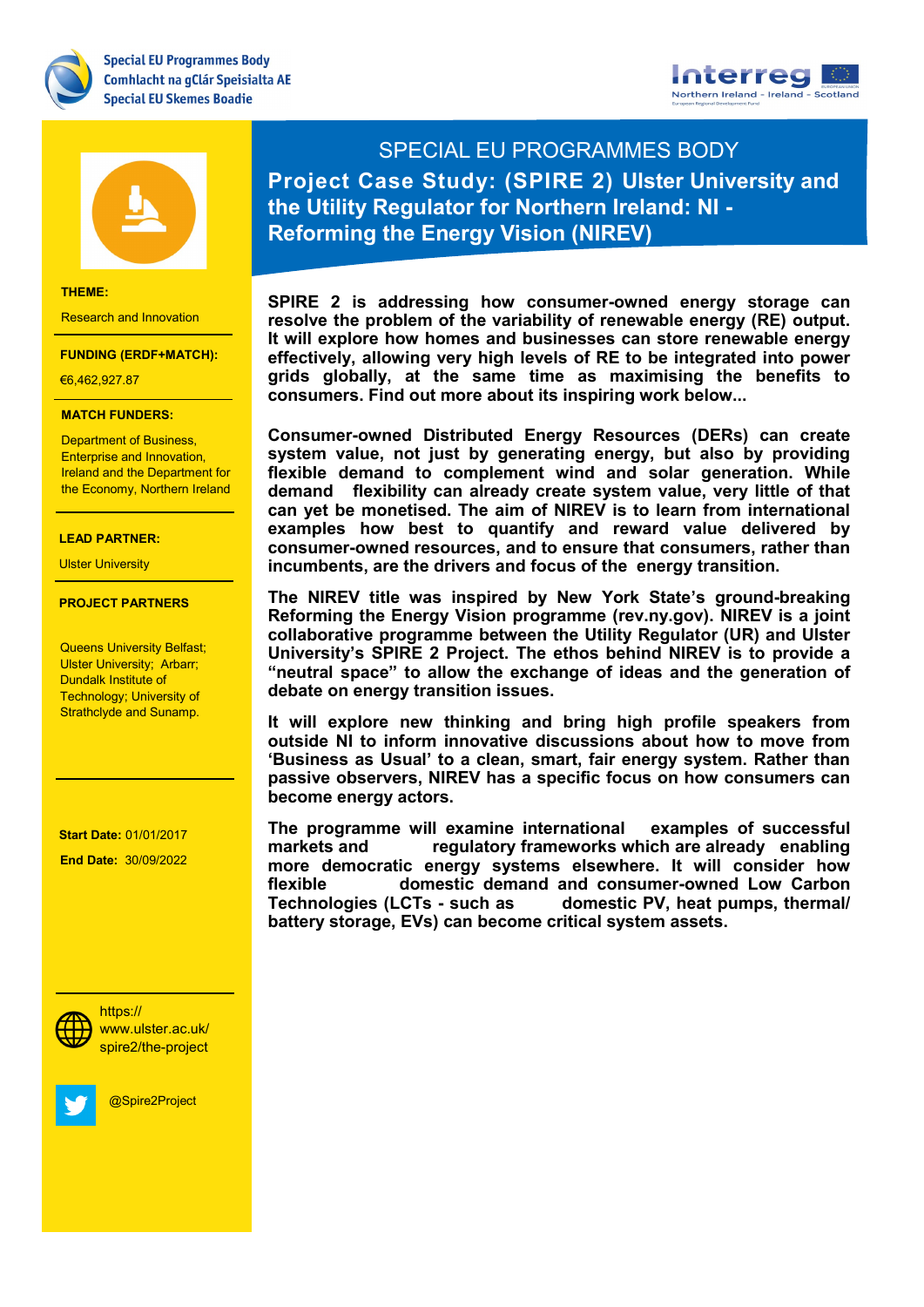Special EU Programmes Body
Comhlacht na gClár Speisialta AE
Special EU Skemes Boadie

# SPECIAL EU PROGRAMMES BODY

## Project Case Study: (SPIRE 2) Ulster University and the Utility Regulator for Northern Ireland: NI - Reforming the Energy Vision (NIREV)

**THEME:**

Research and Innovation

**FUNDING (ERDF+MATCH):**

€6,462,927.87

**MATCH FUNDERS:**

Department of Business, Enterprise and Innovation, Ireland and the Department for the Economy, Northern Ireland

**LEAD PARTNER:**

Ulster University

**PROJECT PARTNERS**

Queens University Belfast; Ulster University; Arbarr; Dundalk Institute of Technology; University of Strathclyde and Sunamp.

**Start Date:** 01/01/2017

**End Date:** 30/09/2022

https://www.ulster.ac.uk/spire2/the-project

@Spire2Project

**SPIRE 2 is addressing how consumer-owned energy storage can resolve the problem of the variability of renewable energy (RE) output. It will explore how homes and businesses can store renewable energy effectively, allowing very high levels of RE to be integrated into power grids globally, at the same time as maximising the benefits to consumers. Find out more about its inspiring work below...**

**Consumer-owned Distributed Energy Resources (DERs) can create system value, not just by generating energy, but also by providing flexible demand to complement wind and solar generation. While demand flexibility can already create system value, very little of that can yet be monetised. The aim of NIREV is to learn from international examples how best to quantify and reward value delivered by consumer-owned resources, and to ensure that consumers, rather than incumbents, are the drivers and focus of the energy transition.**

**The NIREV title was inspired by New York State's ground-breaking Reforming the Energy Vision programme (rev.ny.gov). NIREV is a joint collaborative programme between the Utility Regulator (UR) and Ulster University's SPIRE 2 Project. The ethos behind NIREV is to provide a "neutral space" to allow the exchange of ideas and the generation of debate on energy transition issues.**

**It will explore new thinking and bring high profile speakers from outside NI to inform innovative discussions about how to move from 'Business as Usual' to a clean, smart, fair energy system. Rather than passive observers, NIREV has a specific focus on how consumers can become energy actors.**

**The programme will examine international examples of successful markets and regulatory frameworks which are already enabling more democratic energy systems elsewhere. It will consider how flexible domestic demand and consumer-owned Low Carbon Technologies (LCTs - such as domestic PV, heat pumps, thermal/ battery storage, EVs) can become critical system assets.**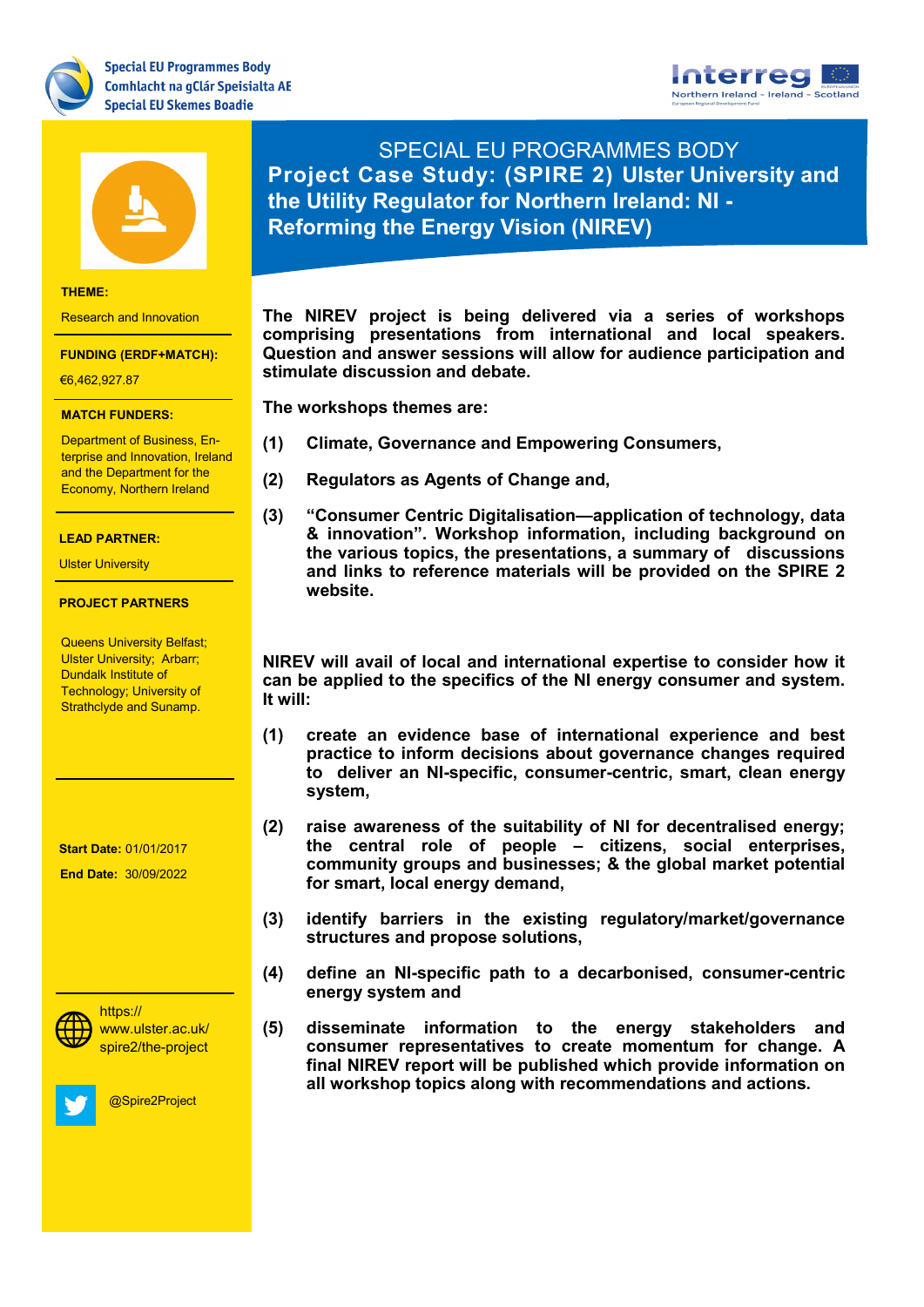Special EU Programmes Body
Comhlacht na gClár Speisialta AE
Special EU Skemes Boadie

# SPECIAL EU PROGRAMMES BODY

## Project Case Study: (SPIRE 2) Ulster University and the Utility Regulator for Northern Ireland: NI - Reforming the Energy Vision (NIREV)

**THEME:**

Research and Innovation

**FUNDING (ERDF+MATCH):**

€6,462,927.87

**MATCH FUNDERS:**

Department of Business, Enterprise and Innovation, Ireland and the Department for the Economy, Northern Ireland

**LEAD PARTNER:**

Ulster University

**PROJECT PARTNERS**

Queens University Belfast; Ulster University; Arbarr; Dundalk Institute of Technology; University of Strathclyde and Sunamp.

**Start Date:** 01/01/2017

**End Date:** 30/09/2022

https://www.ulster.ac.uk/spire2/the-project

@Spire2Project

**The NIREV project is being delivered via a series of workshops comprising presentations from international and local speakers. Question and answer sessions will allow for audience participation and stimulate discussion and debate.**

**The workshops themes are:**

**(1) Climate, Governance and Empowering Consumers,**

**(2) Regulators as Agents of Change and,**

**(3) "Consumer Centric Digitalisation—application of technology, data & innovation". Workshop information, including background on the various topics, the presentations, a summary of discussions and links to reference materials will be provided on the SPIRE 2 website.**

**NIREV will avail of local and international expertise to consider how it can be applied to the specifics of the NI energy consumer and system. It will:**

**(1) create an evidence base of international experience and best practice to inform decisions about governance changes required to deliver an NI-specific, consumer-centric, smart, clean energy system,**

**(2) raise awareness of the suitability of NI for decentralised energy; the central role of people – citizens, social enterprises, community groups and businesses; & the global market potential for smart, local energy demand,**

**(3) identify barriers in the existing regulatory/market/governance structures and propose solutions,**

**(4) define an NI-specific path to a decarbonised, consumer-centric energy system and**

**(5) disseminate information to the energy stakeholders and consumer representatives to create momentum for change. A final NIREV report will be published which provide information on all workshop topics along with recommendations and actions.**